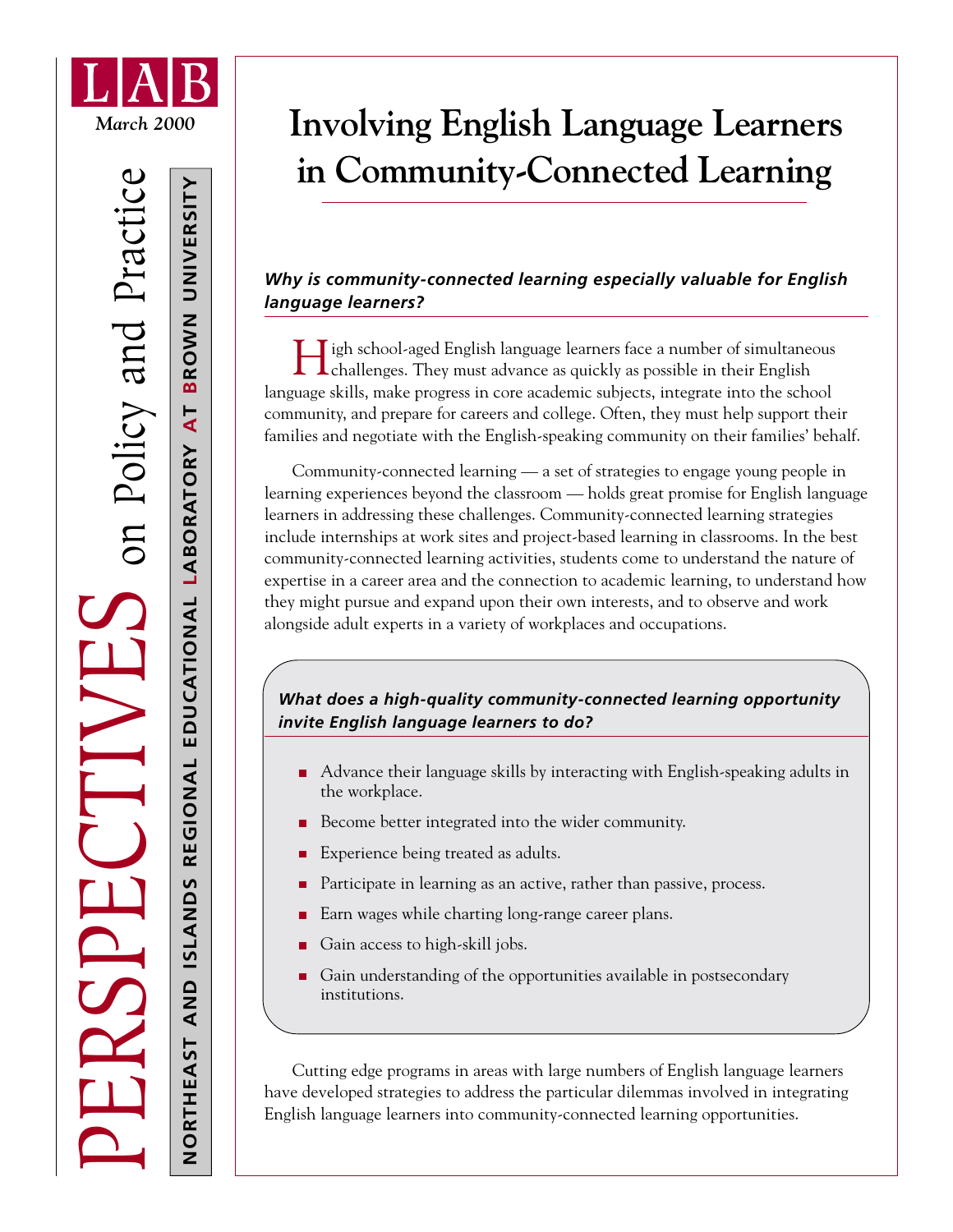LAB

*March 2000*

PERSPECTIVES on Policy and Practice

NORTHEAST AND ISLANDS REGIONAL EDUCATIONAL LABORATORY AT BROWN UNIVERSITY

# Involving English Language Learners in Community-Connected Learning

### *Why is community-connected learning especially valuable for English language learners?*

High school-aged English language learners face a number of simultaneous challenges. They must advance as quickly as possible in their English language skills, make progress in core academic subjects, integrate into the school community, and prepare for careers and college. Often, they must help support their families and negotiate with the English-speaking community on their families' behalf.

Community-connected learning — a set of strategies to engage young people in learning experiences beyond the classroom — holds great promise for English language learners in addressing these challenges. Community-connected learning strategies include internships at work sites and project-based learning in classrooms. In the best community-connected learning activities, students come to understand the nature of expertise in a career area and the connection to academic learning, to understand how they might pursue and expand upon their own interests, and to observe and work alongside adult experts in a variety of workplaces and occupations.

### *What does a high-quality community-connected learning opportunity invite English language learners to do?*

- Advance their language skills by interacting with English-speaking adults in the workplace.
- Become better integrated into the wider community.
- Experience being treated as adults.
- Participate in learning as an active, rather than passive, process.
- Earn wages while charting long-range career plans.
- Gain access to high-skill jobs.
- Gain understanding of the opportunities available in postsecondary institutions.

Cutting edge programs in areas with large numbers of English language learners have developed strategies to address the particular dilemmas involved in integrating English language learners into community-connected learning opportunities.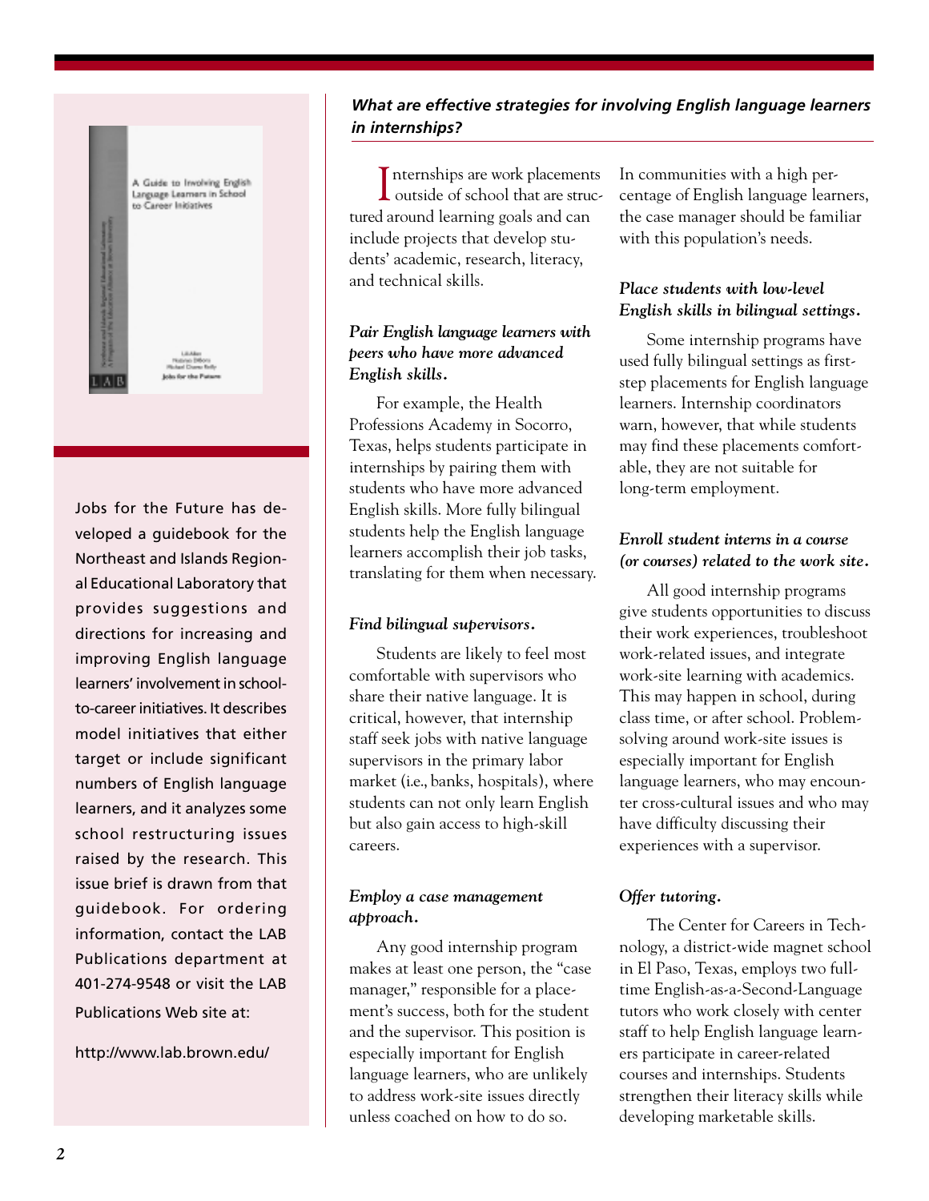Jobs for the Future has developed a guidebook for the Northeast and Islands Regional Educational Laboratory that provides suggestions and directions for increasing and improving English language learners' involvement in school-to-career initiatives. It describes model initiatives that either target or include significant numbers of English language learners, and it analyzes some school restructuring issues raised by the research. This issue brief is drawn from that guidebook. For ordering information, contact the LAB Publications department at 401-274-9548 or visit the LAB Publications Web site at:

http://www.lab.brown.edu/

## *What are effective strategies for involving English language learners in internships?*

Internships are work placements outside of school that are structured around learning goals and can include projects that develop students' academic, research, literacy, and technical skills.

### *Pair English language learners with peers who have more advanced English skills.*

For example, the Health Professions Academy in Socorro, Texas, helps students participate in internships by pairing them with students who have more advanced English skills. More fully bilingual students help the English language learners accomplish their job tasks, translating for them when necessary.

### *Find bilingual supervisors.*

Students are likely to feel most comfortable with supervisors who share their native language. It is critical, however, that internship staff seek jobs with native language supervisors in the primary labor market (i.e., banks, hospitals), where students can not only learn English but also gain access to high-skill careers.

### *Employ a case management approach.*

Any good internship program makes at least one person, the "case manager," responsible for a placement's success, both for the student and the supervisor. This position is especially important for English language learners, who are unlikely to address work-site issues directly unless coached on how to do so. In communities with a high percentage of English language learners, the case manager should be familiar with this population's needs.

### *Place students with low-level English skills in bilingual settings.*

Some internship programs have used fully bilingual settings as first-step placements for English language learners. Internship coordinators warn, however, that while students may find these placements comfortable, they are not suitable for long-term employment.

### *Enroll student interns in a course (or courses) related to the work site.*

All good internship programs give students opportunities to discuss their work experiences, troubleshoot work-related issues, and integrate work-site learning with academics. This may happen in school, during class time, or after school. Problem-solving around work-site issues is especially important for English language learners, who may encounter cross-cultural issues and who may have difficulty discussing their experiences with a supervisor.

### *Offer tutoring.*

The Center for Careers in Technology, a district-wide magnet school in El Paso, Texas, employs two full-time English-as-a-Second-Language tutors who work closely with center staff to help English language learners participate in career-related courses and internships. Students strengthen their literacy skills while developing marketable skills.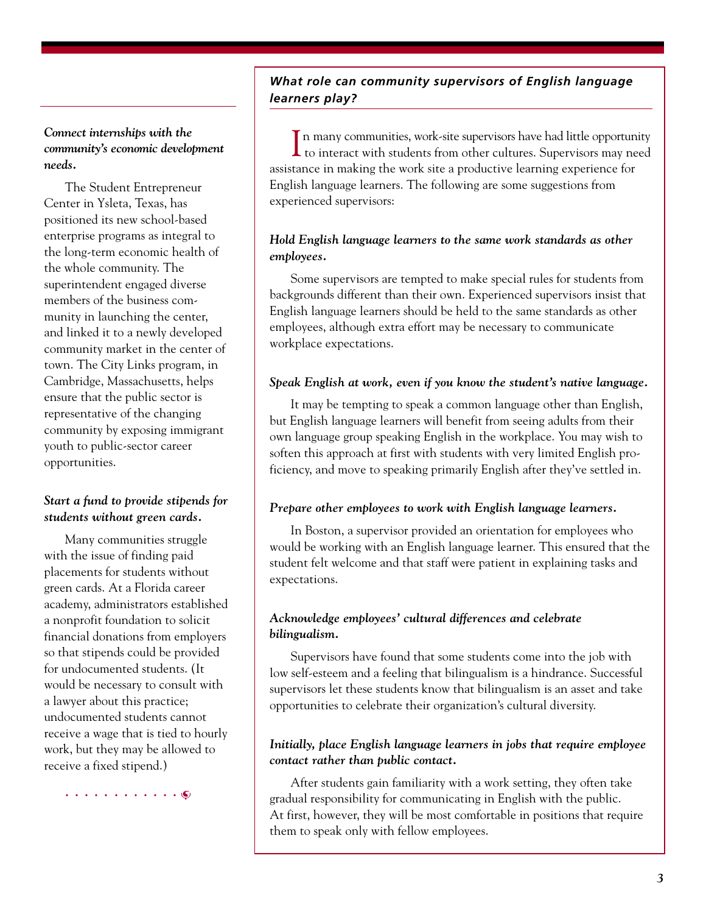*Connect internships with the community's economic development needs.*

The Student Entrepreneur Center in Ysleta, Texas, has positioned its new school-based enterprise programs as integral to the long-term economic health of the whole community. The superintendent engaged diverse members of the business community in launching the center, and linked it to a newly developed community market in the center of town. The City Links program, in Cambridge, Massachusetts, helps ensure that the public sector is representative of the changing community by exposing immigrant youth to public-sector career opportunities.

*Start a fund to provide stipends for students without green cards.*

Many communities struggle with the issue of finding paid placements for students without green cards. At a Florida career academy, administrators established a nonprofit foundation to solicit financial donations from employers so that stipends could be provided for undocumented students. (It would be necessary to consult with a lawyer about this practice; undocumented students cannot receive a wage that is tied to hourly work, but they may be allowed to receive a fixed stipend.)

## *What role can community supervisors of English language learners play?*

In many communities, work-site supervisors have had little opportunity to interact with students from other cultures. Supervisors may need assistance in making the work site a productive learning experience for English language learners. The following are some suggestions from experienced supervisors:

*Hold English language learners to the same work standards as other employees.*

Some supervisors are tempted to make special rules for students from backgrounds different than their own. Experienced supervisors insist that English language learners should be held to the same standards as other employees, although extra effort may be necessary to communicate workplace expectations.

*Speak English at work, even if you know the student's native language.*

It may be tempting to speak a common language other than English, but English language learners will benefit from seeing adults from their own language group speaking English in the workplace. You may wish to soften this approach at first with students with very limited English proficiency, and move to speaking primarily English after they've settled in.

*Prepare other employees to work with English language learners.*

In Boston, a supervisor provided an orientation for employees who would be working with an English language learner. This ensured that the student felt welcome and that staff were patient in explaining tasks and expectations.

*Acknowledge employees' cultural differences and celebrate bilingualism.*

Supervisors have found that some students come into the job with low self-esteem and a feeling that bilingualism is a hindrance. Successful supervisors let these students know that bilingualism is an asset and take opportunities to celebrate their organization's cultural diversity.

*Initially, place English language learners in jobs that require employee contact rather than public contact.*

After students gain familiarity with a work setting, they often take gradual responsibility for communicating in English with the public. At first, however, they will be most comfortable in positions that require them to speak only with fellow employees.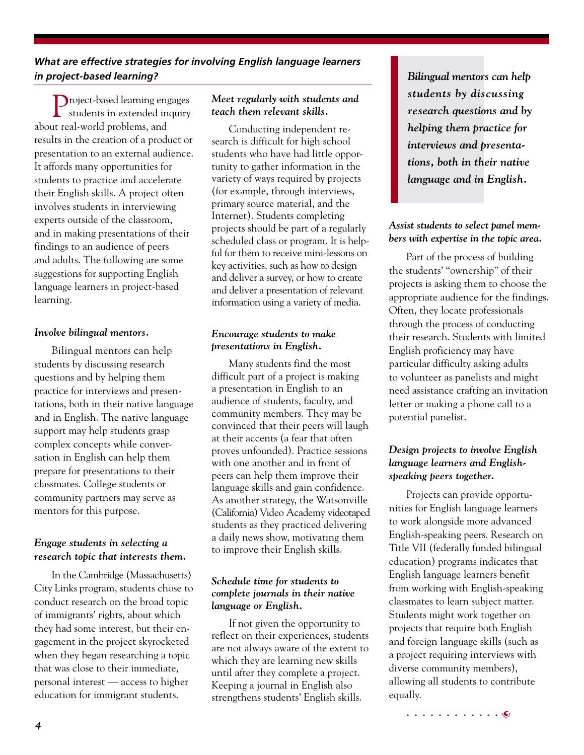## *What are effective strategies for involving English language learners in project-based learning?*

Project-based learning engages students in extended inquiry about real-world problems, and results in the creation of a product or presentation to an external audience. It affords many opportunities for students to practice and accelerate their English skills. A project often involves students in interviewing experts outside of the classroom, and in making presentations of their findings to an audience of peers and adults. The following are some suggestions for supporting English language learners in project-based learning.

### *Involve bilingual mentors.*

Bilingual mentors can help students by discussing research questions and by helping them practice for interviews and presentations, both in their native language and in English. The native language support may help students grasp complex concepts while conversation in English can help them prepare for presentations to their classmates. College students or community partners may serve as mentors for this purpose.

### *Engage students in selecting a research topic that interests them.*

In the Cambridge (Massachusetts) City Links program, students chose to conduct research on the broad topic of immigrants' rights, about which they had some interest, but their engagement in the project skyrocketed when they began researching a topic that was close to their immediate, personal interest — access to higher education for immigrant students.

### *Meet regularly with students and teach them relevant skills.*

Conducting independent research is difficult for high school students who have had little opportunity to gather information in the variety of ways required by projects (for example, through interviews, primary source material, and the Internet). Students completing projects should be part of a regularly scheduled class or program. It is helpful for them to receive mini-lessons on key activities, such as how to design and deliver a survey, or how to create and deliver a presentation of relevant information using a variety of media.

### *Encourage students to make presentations in English.*

Many students find the most difficult part of a project is making a presentation in English to an audience of students, faculty, and community members. They may be convinced that their peers will laugh at their accents (a fear that often proves unfounded). Practice sessions with one another and in front of peers can help them improve their language skills and gain confidence. As another strategy, the Watsonville (California) Video Academy videotaped students as they practiced delivering a daily news show, motivating them to improve their English skills.

### *Schedule time for students to complete journals in their native language or English.*

If not given the opportunity to reflect on their experiences, students are not always aware of the extent to which they are learning new skills until after they complete a project. Keeping a journal in English also strengthens students' English skills.

> ***Bilingual mentors can help students by discussing research questions and by helping them practice for interviews and presentations, both in their native language and in English.***

### *Assist students to select panel members with expertise in the topic area.*

Part of the process of building the students' "ownership" of their projects is asking them to choose the appropriate audience for the findings. Often, they locate professionals through the process of conducting their research. Students with limited English proficiency may have particular difficulty asking adults to volunteer as panelists and might need assistance crafting an invitation letter or making a phone call to a potential panelist.

### *Design projects to involve English language learners and English-speaking peers together.*

Projects can provide opportunities for English language learners to work alongside more advanced English-speaking peers. Research on Title VII (federally funded bilingual education) programs indicates that English language learners benefit from working with English-speaking classmates to learn subject matter. Students might work together on projects that require both English and foreign language skills (such as a project requiring interviews with diverse community members), allowing all students to contribute equally.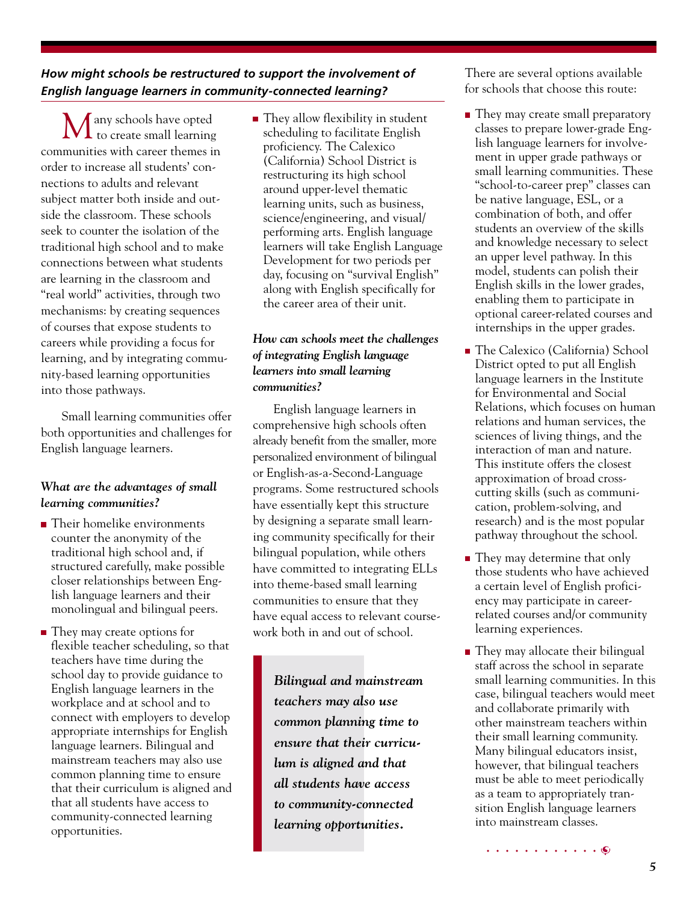### *How might schools be restructured to support the involvement of English language learners in community-connected learning?*

Many schools have opted to create small learning communities with career themes in order to increase all students' connections to adults and relevant subject matter both inside and outside the classroom. These schools seek to counter the isolation of the traditional high school and to make connections between what students are learning in the classroom and "real world" activities, through two mechanisms: by creating sequences of courses that expose students to careers while providing a focus for learning, and by integrating community-based learning opportunities into those pathways.

Small learning communities offer both opportunities and challenges for English language learners.

#### *What are the advantages of small learning communities?*

- Their homelike environments counter the anonymity of the traditional high school and, if structured carefully, make possible closer relationships between English language learners and their monolingual and bilingual peers.
- They may create options for flexible teacher scheduling, so that teachers have time during the school day to provide guidance to English language learners in the workplace and at school and to connect with employers to develop appropriate internships for English language learners. Bilingual and mainstream teachers may also use common planning time to ensure that their curriculum is aligned and that all students have access to community-connected learning opportunities.
- They allow flexibility in student scheduling to facilitate English proficiency. The Calexico (California) School District is restructuring its high school around upper-level thematic learning units, such as business, science/engineering, and visual/performing arts. English language learners will take English Language Development for two periods per day, focusing on "survival English" along with English specifically for the career area of their unit.

#### *How can schools meet the challenges of integrating English language learners into small learning communities?*

English language learners in comprehensive high schools often already benefit from the smaller, more personalized environment of bilingual or English-as-a-Second-Language programs. Some restructured schools have essentially kept this structure by designing a separate small learning community specifically for their bilingual population, while others have committed to integrating ELLs into theme-based small learning communities to ensure that they have equal access to relevant coursework both in and out of school.

> ***Bilingual and mainstream teachers may also use common planning time to ensure that their curriculum is aligned and that all students have access to community-connected learning opportunities.***

There are several options available for schools that choose this route:

- They may create small preparatory classes to prepare lower-grade English language learners for involvement in upper grade pathways or small learning communities. These "school-to-career prep" classes can be native language, ESL, or a combination of both, and offer students an overview of the skills and knowledge necessary to select an upper level pathway. In this model, students can polish their English skills in the lower grades, enabling them to participate in optional career-related courses and internships in the upper grades.
- The Calexico (California) School District opted to put all English language learners in the Institute for Environmental and Social Relations, which focuses on human relations and human services, the sciences of living things, and the interaction of man and nature. This institute offers the closest approximation of broad cross-cutting skills (such as communication, problem-solving, and research) and is the most popular pathway throughout the school.
- They may determine that only those students who have achieved a certain level of English proficiency may participate in career-related courses and/or community learning experiences.
- They may allocate their bilingual staff across the school in separate small learning communities. In this case, bilingual teachers would meet and collaborate primarily with other mainstream teachers within their small learning community. Many bilingual educators insist, however, that bilingual teachers must be able to meet periodically as a team to appropriately transition English language learners into mainstream classes.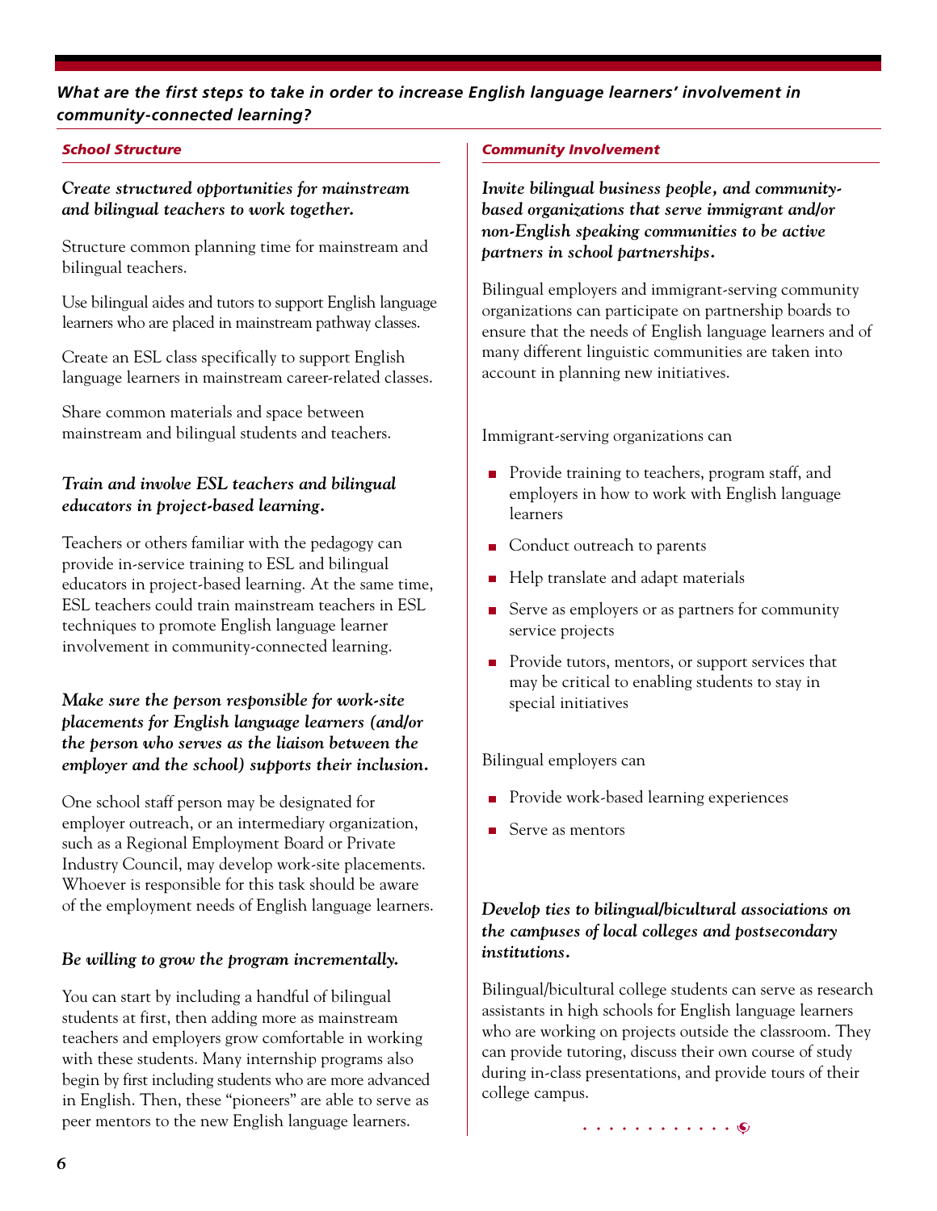## *What are the first steps to take in order to increase English language learners' involvement in community-connected learning?*

### *School Structure*

***Create structured opportunities for mainstream and bilingual teachers to work together.***

Structure common planning time for mainstream and bilingual teachers.

Use bilingual aides and tutors to support English language learners who are placed in mainstream pathway classes.

Create an ESL class specifically to support English language learners in mainstream career-related classes.

Share common materials and space between mainstream and bilingual students and teachers.

***Train and involve ESL teachers and bilingual educators in project-based learning.***

Teachers or others familiar with the pedagogy can provide in-service training to ESL and bilingual educators in project-based learning. At the same time, ESL teachers could train mainstream teachers in ESL techniques to promote English language learner involvement in community-connected learning.

***Make sure the person responsible for work-site placements for English language learners (and/or the person who serves as the liaison between the employer and the school) supports their inclusion.***

One school staff person may be designated for employer outreach, or an intermediary organization, such as a Regional Employment Board or Private Industry Council, may develop work-site placements. Whoever is responsible for this task should be aware of the employment needs of English language learners.

***Be willing to grow the program incrementally.***

You can start by including a handful of bilingual students at first, then adding more as mainstream teachers and employers grow comfortable in working with these students. Many internship programs also begin by first including students who are more advanced in English. Then, these "pioneers" are able to serve as peer mentors to the new English language learners.

### *Community Involvement*

***Invite bilingual business people, and community-based organizations that serve immigrant and/or non-English speaking communities to be active partners in school partnerships.***

Bilingual employers and immigrant-serving community organizations can participate on partnership boards to ensure that the needs of English language learners and of many different linguistic communities are taken into account in planning new initiatives.

Immigrant-serving organizations can

- Provide training to teachers, program staff, and employers in how to work with English language learners
- Conduct outreach to parents
- Help translate and adapt materials
- Serve as employers or as partners for community service projects
- Provide tutors, mentors, or support services that may be critical to enabling students to stay in special initiatives

Bilingual employers can

- Provide work-based learning experiences
- Serve as mentors

***Develop ties to bilingual/bicultural associations on the campuses of local colleges and postsecondary institutions.***

Bilingual/bicultural college students can serve as research assistants in high schools for English language learners who are working on projects outside the classroom. They can provide tutoring, discuss their own course of study during in-class presentations, and provide tours of their college campus.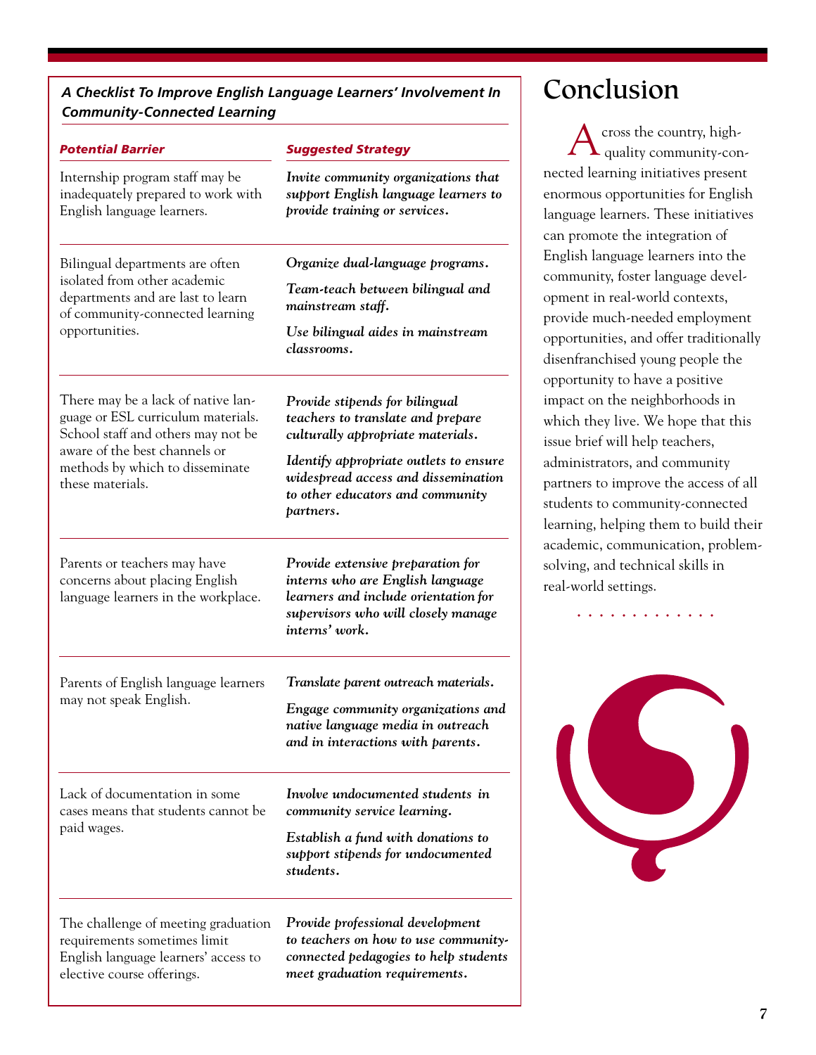***A Checklist To Improve English Language Learners' Involvement In Community-Connected Learning***

| *Potential Barrier* | *Suggested Strategy* |
| --- | --- |
| Internship program staff may be inadequately prepared to work with English language learners. | ***Invite community organizations that support English language learners to provide training or services.*** |
| Bilingual departments are often isolated from other academic departments and are last to learn of community-connected learning opportunities. | ***Organize dual-language programs.*** ***Team-teach between bilingual and mainstream staff.*** ***Use bilingual aides in mainstream classrooms.*** |
| There may be a lack of native language or ESL curriculum materials. School staff and others may not be aware of the best channels or methods by which to disseminate these materials. | ***Provide stipends for bilingual teachers to translate and prepare culturally appropriate materials.*** ***Identify appropriate outlets to ensure widespread access and dissemination to other educators and community partners.*** |
| Parents or teachers may have concerns about placing English language learners in the workplace. | ***Provide extensive preparation for interns who are English language learners and include orientation for supervisors who will closely manage interns' work.*** |
| Parents of English language learners may not speak English. | ***Translate parent outreach materials.*** ***Engage community organizations and native language media in outreach and in interactions with parents.*** |
| Lack of documentation in some cases means that students cannot be paid wages. | ***Involve undocumented students in community service learning.*** ***Establish a fund with donations to support stipends for undocumented students.*** |
| The challenge of meeting graduation requirements sometimes limit English language learners' access to elective course offerings. | ***Provide professional development to teachers on how to use community-connected pedagogies to help students meet graduation requirements.*** |

# Conclusion

Across the country, high-quality community-connected learning initiatives present enormous opportunities for English language learners. These initiatives can promote the integration of English language learners into the community, foster language development in real-world contexts, provide much-needed employment opportunities, and offer traditionally disenfranchised young people the opportunity to have a positive impact on the neighborhoods in which they live. We hope that this issue brief will help teachers, administrators, and community partners to improve the access of all students to community-connected learning, helping them to build their academic, communication, problem-solving, and technical skills in real-world settings.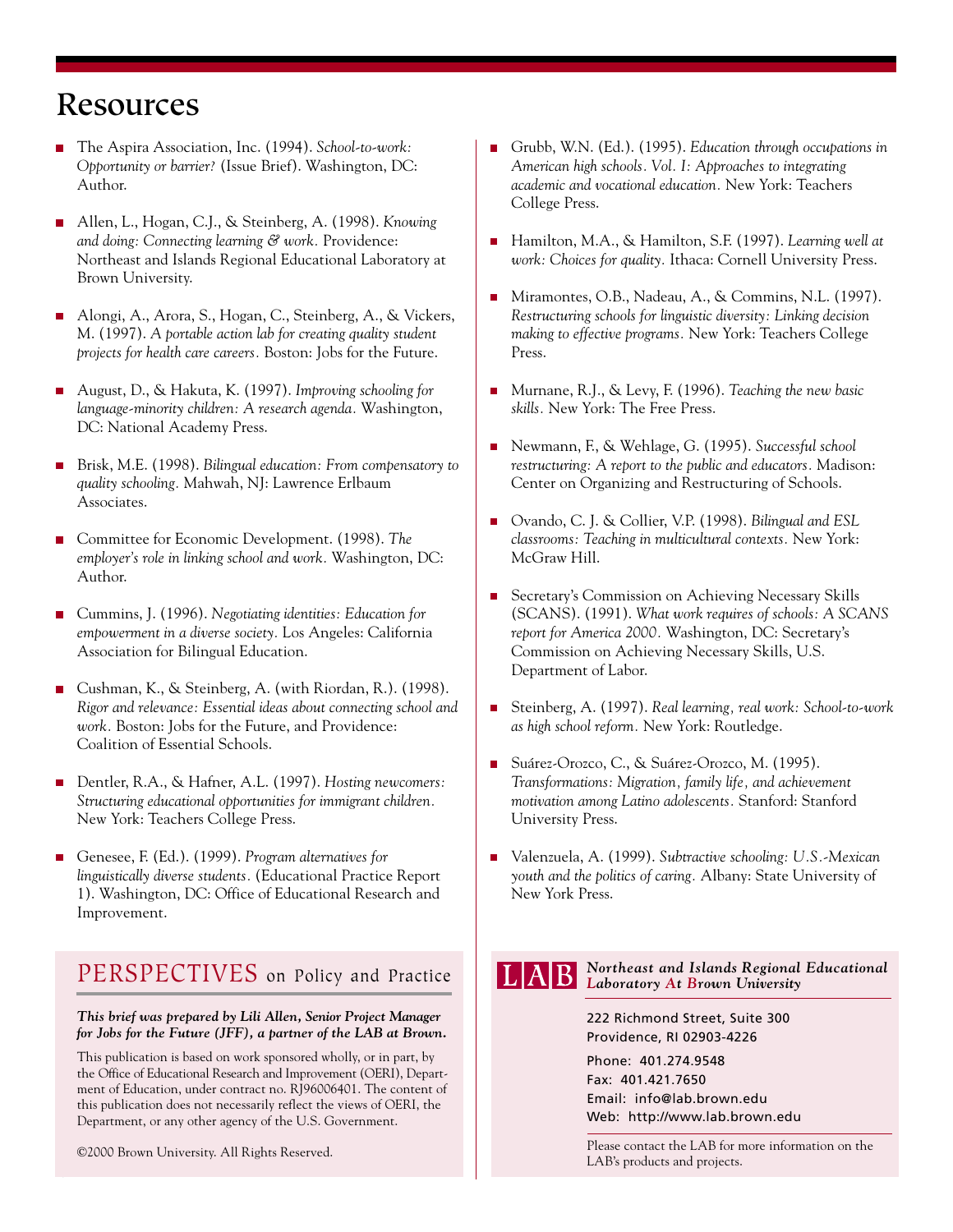# Resources

- The Aspira Association, Inc. (1994). *School-to-work: Opportunity or barrier?* (Issue Brief). Washington, DC: Author.
- Allen, L., Hogan, C.J., & Steinberg, A. (1998). *Knowing and doing: Connecting learning & work.* Providence: Northeast and Islands Regional Educational Laboratory at Brown University.
- Alongi, A., Arora, S., Hogan, C., Steinberg, A., & Vickers, M. (1997). *A portable action lab for creating quality student projects for health care careers.* Boston: Jobs for the Future.
- August, D., & Hakuta, K. (1997). *Improving schooling for language-minority children: A research agenda.* Washington, DC: National Academy Press.
- Brisk, M.E. (1998). *Bilingual education: From compensatory to quality schooling.* Mahwah, NJ: Lawrence Erlbaum Associates.
- Committee for Economic Development. (1998). *The employer's role in linking school and work.* Washington, DC: Author.
- Cummins, J. (1996). *Negotiating identities: Education for empowerment in a diverse society.* Los Angeles: California Association for Bilingual Education.
- Cushman, K., & Steinberg, A. (with Riordan, R.). (1998). *Rigor and relevance: Essential ideas about connecting school and work.* Boston: Jobs for the Future, and Providence: Coalition of Essential Schools.
- Dentler, R.A., & Hafner, A.L. (1997). *Hosting newcomers: Structuring educational opportunities for immigrant children.* New York: Teachers College Press.
- Genesee, F. (Ed.). (1999). *Program alternatives for linguistically diverse students.* (Educational Practice Report 1). Washington, DC: Office of Educational Research and Improvement.
- Grubb, W.N. (Ed.). (1995). *Education through occupations in American high schools. Vol. I: Approaches to integrating academic and vocational education.* New York: Teachers College Press.
- Hamilton, M.A., & Hamilton, S.F. (1997). *Learning well at work: Choices for quality.* Ithaca: Cornell University Press.
- Miramontes, O.B., Nadeau, A., & Commins, N.L. (1997). *Restructuring schools for linguistic diversity: Linking decision making to effective programs.* New York: Teachers College Press.
- Murnane, R.J., & Levy, F. (1996). *Teaching the new basic skills.* New York: The Free Press.
- Newmann, F., & Wehlage, G. (1995). *Successful school restructuring: A report to the public and educators.* Madison: Center on Organizing and Restructuring of Schools.
- Ovando, C. J. & Collier, V.P. (1998). *Bilingual and ESL classrooms: Teaching in multicultural contexts.* New York: McGraw Hill.
- Secretary's Commission on Achieving Necessary Skills (SCANS). (1991). *What work requires of schools: A SCANS report for America 2000.* Washington, DC: Secretary's Commission on Achieving Necessary Skills, U.S. Department of Labor.
- Steinberg, A. (1997). *Real learning, real work: School-to-work as high school reform.* New York: Routledge.
- Suárez-Orozco, C., & Suárez-Orozco, M. (1995). *Transformations: Migration, family life, and achievement motivation among Latino adolescents.* Stanford: Stanford University Press.
- Valenzuela, A. (1999). *Subtractive schooling: U.S.-Mexican youth and the politics of caring.* Albany: State University of New York Press.

PERSPECTIVES on Policy and Practice

***This brief was prepared by Lili Allen, Senior Project Manager for Jobs for the Future (JFF), a partner of the LAB at Brown.***

This publication is based on work sponsored wholly, or in part, by the Office of Educational Research and Improvement (OERI), Department of Education, under contract no. RJ96006401. The content of this publication does not necessarily reflect the views of OERI, the Department, or any other agency of the U.S. Government.

©2000 Brown University. All Rights Reserved.

LAB ***Northeast and Islands Regional Educational Laboratory At Brown University***

222 Richmond Street, Suite 300
Providence, RI 02903-4226

Phone: 401.274.9548
Fax: 401.421.7650
Email: info@lab.brown.edu
Web: http://www.lab.brown.edu

Please contact the LAB for more information on the LAB's products and projects.